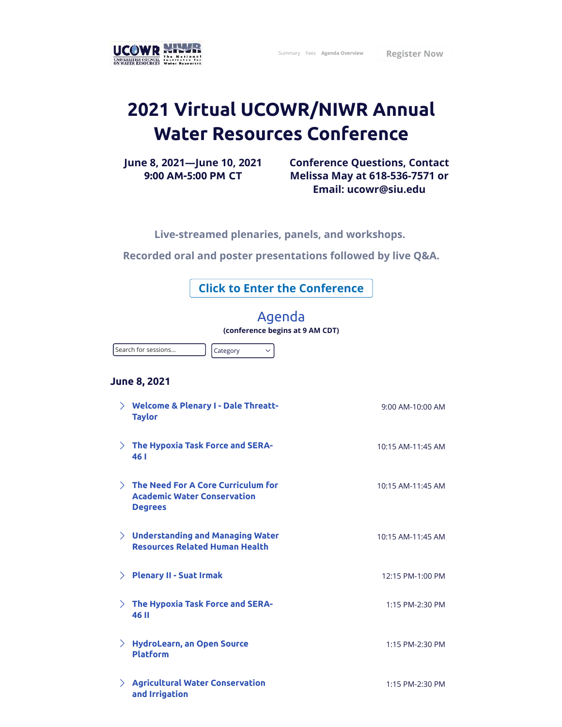UCOWR UNIVERSITIES COUNCIL ON WATER RESOURCES | NIWR The National Institutes for Water Resources

Summary   Fees   **Agenda Overview**   Register Now

# 2021 Virtual UCOWR/NIWR Annual Water Resources Conference

**June 8, 2021—June 10, 2021**
**9:00 AM-5:00 PM CT**

**Conference Questions, Contact Melissa May at 618-536-7571 or Email: ucowr@siu.edu**

**Live-streamed plenaries, panels, and workshops.**

**Recorded oral and poster presentations followed by live Q&A.**

Click to Enter the Conference

## Agenda

**(conference begins at 9 AM CDT)**

Search for sessions...   Category

### June 8, 2021

| Session | Time |
| --- | --- |
| **Welcome & Plenary I - Dale Threatt-Taylor** | 9:00 AM-10:00 AM |
| **The Hypoxia Task Force and SERA-46 I** | 10:15 AM-11:45 AM |
| **The Need For A Core Curriculum for Academic Water Conservation Degrees** | 10:15 AM-11:45 AM |
| **Understanding and Managing Water Resources Related Human Health** | 10:15 AM-11:45 AM |
| **Plenary II - Suat Irmak** | 12:15 PM-1:00 PM |
| **The Hypoxia Task Force and SERA-46 II** | 1:15 PM-2:30 PM |
| **HydroLearn, an Open Source Platform** | 1:15 PM-2:30 PM |
| **Agricultural Water Conservation and Irrigation** | 1:15 PM-2:30 PM |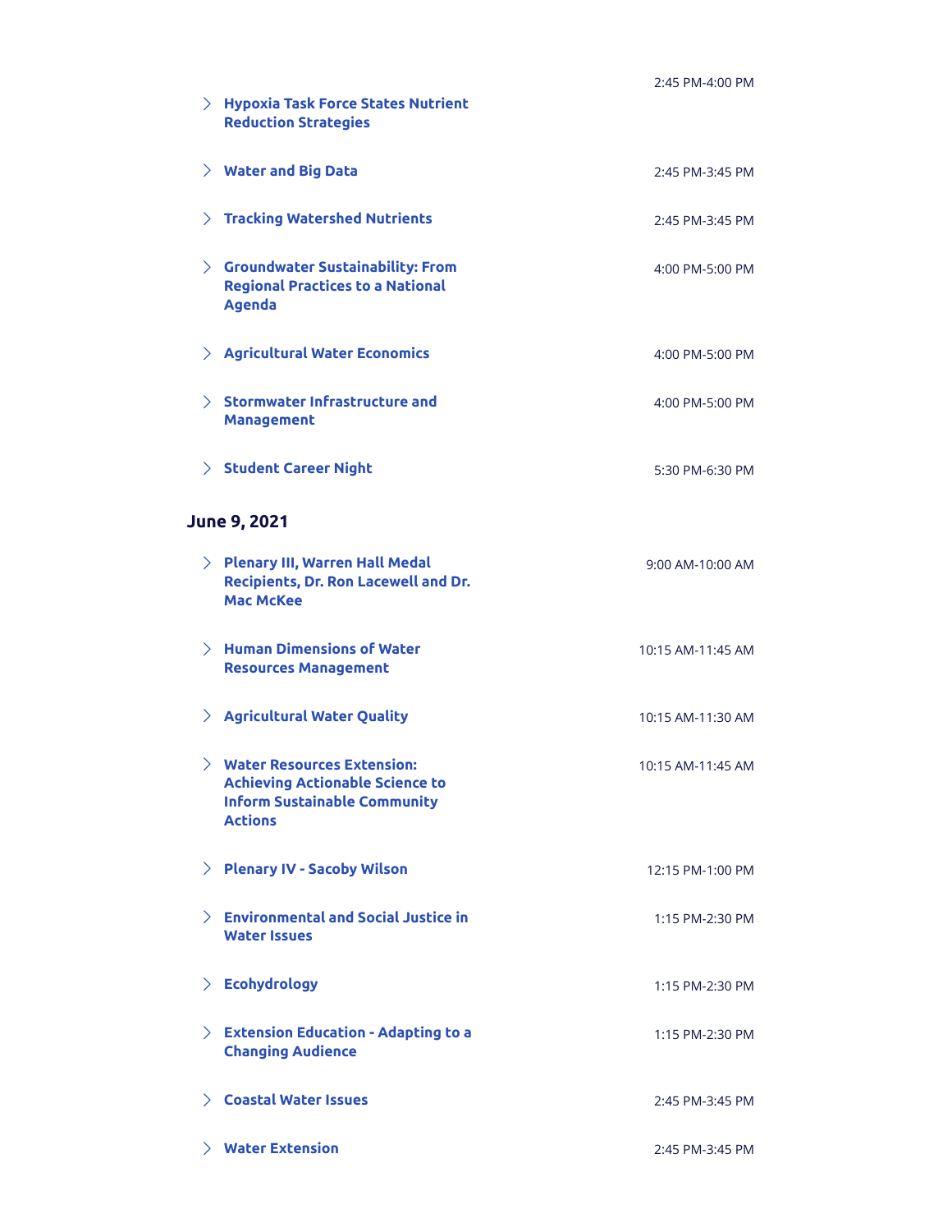- **Hypoxia Task Force States Nutrient Reduction Strategies** — 2:45 PM-4:00 PM
- **Water and Big Data** — 2:45 PM-3:45 PM
- **Tracking Watershed Nutrients** — 2:45 PM-3:45 PM
- **Groundwater Sustainability: From Regional Practices to a National Agenda** — 4:00 PM-5:00 PM
- **Agricultural Water Economics** — 4:00 PM-5:00 PM
- **Stormwater Infrastructure and Management** — 4:00 PM-5:00 PM
- **Student Career Night** — 5:30 PM-6:30 PM

## June 9, 2021

- **Plenary III, Warren Hall Medal Recipients, Dr. Ron Lacewell and Dr. Mac McKee** — 9:00 AM-10:00 AM
- **Human Dimensions of Water Resources Management** — 10:15 AM-11:45 AM
- **Agricultural Water Quality** — 10:15 AM-11:30 AM
- **Water Resources Extension: Achieving Actionable Science to Inform Sustainable Community Actions** — 10:15 AM-11:45 AM
- **Plenary IV - Sacoby Wilson** — 12:15 PM-1:00 PM
- **Environmental and Social Justice in Water Issues** — 1:15 PM-2:30 PM
- **Ecohydrology** — 1:15 PM-2:30 PM
- **Extension Education - Adapting to a Changing Audience** — 1:15 PM-2:30 PM
- **Coastal Water Issues** — 2:45 PM-3:45 PM
- **Water Extension** — 2:45 PM-3:45 PM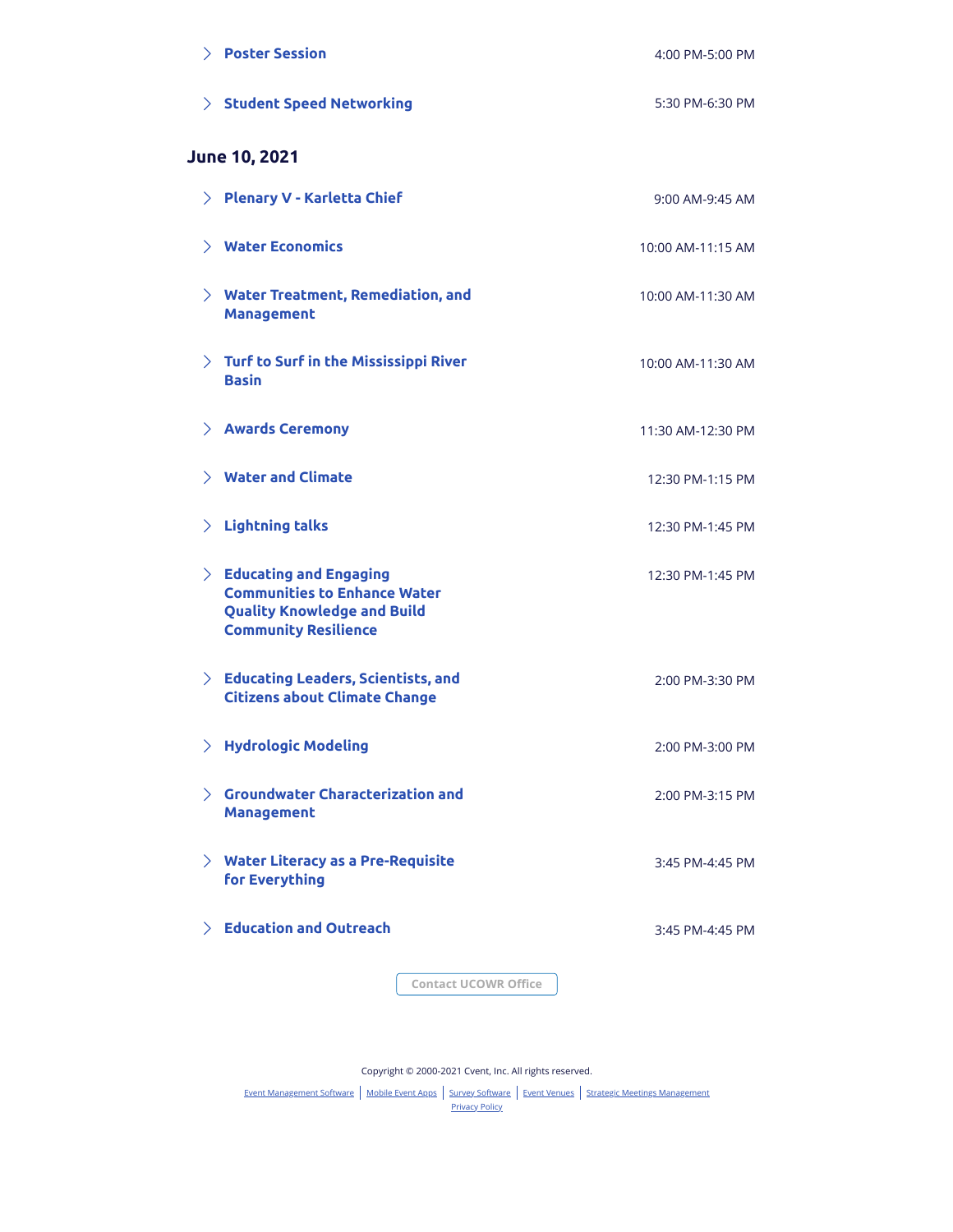| | |
|---|---|
| Poster Session | 4:00 PM-5:00 PM |
| Student Speed Networking | 5:30 PM-6:30 PM |

## June 10, 2021

| | |
|---|---|
| Plenary V - Karletta Chief | 9:00 AM-9:45 AM |
| Water Economics | 10:00 AM-11:15 AM |
| Water Treatment, Remediation, and Management | 10:00 AM-11:30 AM |
| Turf to Surf in the Mississippi River Basin | 10:00 AM-11:30 AM |
| Awards Ceremony | 11:30 AM-12:30 PM |
| Water and Climate | 12:30 PM-1:15 PM |
| Lightning talks | 12:30 PM-1:45 PM |
| Educating and Engaging Communities to Enhance Water Quality Knowledge and Build Community Resilience | 12:30 PM-1:45 PM |
| Educating Leaders, Scientists, and Citizens about Climate Change | 2:00 PM-3:30 PM |
| Hydrologic Modeling | 2:00 PM-3:00 PM |
| Groundwater Characterization and Management | 2:00 PM-3:15 PM |
| Water Literacy as a Pre-Requisite for Everything | 3:45 PM-4:45 PM |
| Education and Outreach | 3:45 PM-4:45 PM |

Contact UCOWR Office

Copyright © 2000-2021 Cvent, Inc. All rights reserved.

Event Management Software | Mobile Event Apps | Survey Software | Event Venues | Strategic Meetings Management

Privacy Policy